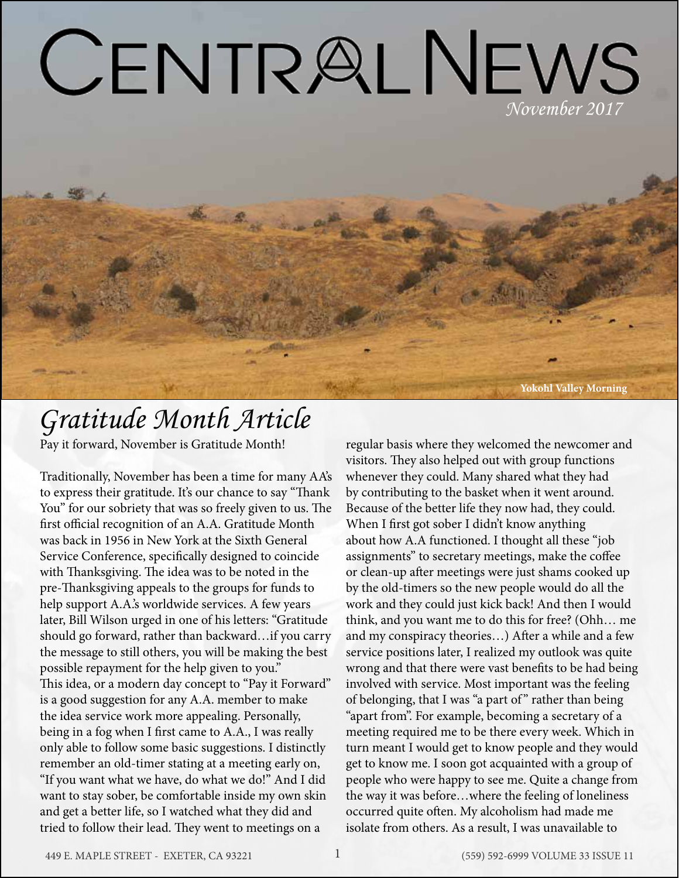# CENTRAL NEWS

*November 2017*

Yokohl Valley Morning

## *Gratitude Month Article*

Pay it forward, November is Gratitude Month!

Traditionally, November has been a time for many AA's to express their gratitude. It's our chance to say "Thank You" for our sobriety that was so freely given to us. The first official recognition of an A.A. Gratitude Month was back in 1956 in New York at the Sixth General Service Conference, specifically designed to coincide with Thanksgiving. The idea was to be noted in the pre-Thanksgiving appeals to the groups for funds to help support A.A.'s worldwide services. A few years later, Bill Wilson urged in one of his letters: "Gratitude should go forward, rather than backward…if you carry the message to still others, you will be making the best possible repayment for the help given to you."
This idea, or a modern day concept to "Pay it Forward" is a good suggestion for any A.A. member to make the idea service work more appealing. Personally, being in a fog when I first came to A.A., I was really only able to follow some basic suggestions. I distinctly remember an old-timer stating at a meeting early on, "If you want what we have, do what we do!" And I did want to stay sober, be comfortable inside my own skin and get a better life, so I watched what they did and tried to follow their lead. They went to meetings on a regular basis where they welcomed the newcomer and visitors. They also helped out with group functions whenever they could. Many shared what they had by contributing to the basket when it went around. Because of the better life they now had, they could.
When I first got sober I didn't know anything about how A.A functioned. I thought all these "job assignments" to secretary meetings, make the coffee or clean-up after meetings were just shams cooked up by the old-timers so the new people would do all the work and they could just kick back! And then I would think, and you want me to do this for free? (Ohh… me and my conspiracy theories…) After a while and a few service positions later, I realized my outlook was quite wrong and that there were vast benefits to be had being involved with service. Most important was the feeling of belonging, that I was "a part of" rather than being "apart from". For example, becoming a secretary of a meeting required me to be there every week. Which in turn meant I would get to know people and they would get to know me. I soon got acquainted with a group of people who were happy to see me. Quite a change from the way it was before…where the feeling of loneliness occurred quite often. My alcoholism had made me isolate from others. As a result, I was unavailable to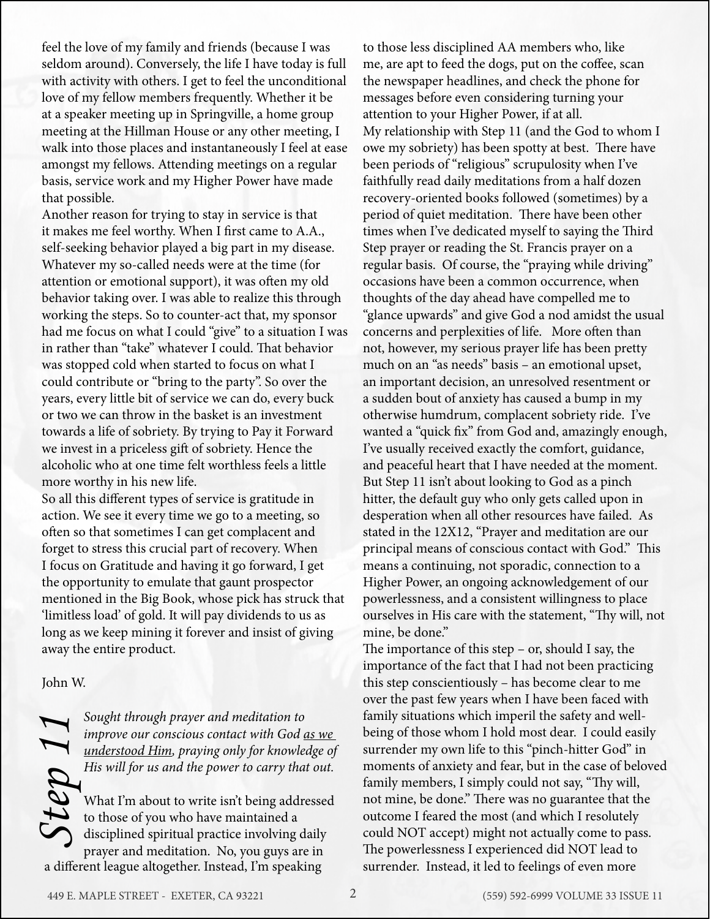feel the love of my family and friends (because I was seldom around). Conversely, the life I have today is full with activity with others. I get to feel the unconditional love of my fellow members frequently. Whether it be at a speaker meeting up in Springville, a home group meeting at the Hillman House or any other meeting, I walk into those places and instantaneously I feel at ease amongst my fellows. Attending meetings on a regular basis, service work and my Higher Power have made that possible.

Another reason for trying to stay in service is that it makes me feel worthy. When I first came to A.A., self-seeking behavior played a big part in my disease. Whatever my so-called needs were at the time (for attention or emotional support), it was often my old behavior taking over. I was able to realize this through working the steps. So to counter-act that, my sponsor had me focus on what I could "give" to a situation I was in rather than "take" whatever I could. That behavior was stopped cold when started to focus on what I could contribute or "bring to the party". So over the years, every little bit of service we can do, every buck or two we can throw in the basket is an investment towards a life of sobriety. By trying to Pay it Forward we invest in a priceless gift of sobriety. Hence the alcoholic who at one time felt worthless feels a little more worthy in his new life.

So all this different types of service is gratitude in action. We see it every time we go to a meeting, so often so that sometimes I can get complacent and forget to stress this crucial part of recovery. When I focus on Gratitude and having it go forward, I get the opportunity to emulate that gaunt prospector mentioned in the Big Book, whose pick has struck that 'limitless load' of gold. It will pay dividends to us as long as we keep mining it forever and insist of giving away the entire product.

John W.

# Step 11

*Sought through prayer and meditation to improve our conscious contact with God as we understood Him, praying only for knowledge of His will for us and the power to carry that out.*

What I'm about to write isn't being addressed to those of you who have maintained a disciplined spiritual practice involving daily prayer and meditation. No, you guys are in a different league altogether. Instead, I'm speaking to those less disciplined AA members who, like me, are apt to feed the dogs, put on the coffee, scan the newspaper headlines, and check the phone for messages before even considering turning your attention to your Higher Power, if at all.

My relationship with Step 11 (and the God to whom I owe my sobriety) has been spotty at best. There have been periods of "religious" scrupulosity when I've faithfully read daily meditations from a half dozen recovery-oriented books followed (sometimes) by a period of quiet meditation. There have been other times when I've dedicated myself to saying the Third Step prayer or reading the St. Francis prayer on a regular basis. Of course, the "praying while driving" occasions have been a common occurrence, when thoughts of the day ahead have compelled me to "glance upwards" and give God a nod amidst the usual concerns and perplexities of life. More often than not, however, my serious prayer life has been pretty much on an "as needs" basis – an emotional upset, an important decision, an unresolved resentment or a sudden bout of anxiety has caused a bump in my otherwise humdrum, complacent sobriety ride. I've wanted a "quick fix" from God and, amazingly enough, I've usually received exactly the comfort, guidance, and peaceful heart that I have needed at the moment.

But Step 11 isn't about looking to God as a pinch hitter, the default guy who only gets called upon in desperation when all other resources have failed. As stated in the 12X12, "Prayer and meditation are our principal means of conscious contact with God." This means a continuing, not sporadic, connection to a Higher Power, an ongoing acknowledgement of our powerlessness, and a consistent willingness to place ourselves in His care with the statement, "Thy will, not mine, be done."

The importance of this step – or, should I say, the importance of the fact that I had not been practicing this step conscientiously – has become clear to me over the past few years when I have been faced with family situations which imperil the safety and well-being of those whom I hold most dear. I could easily surrender my own life to this "pinch-hitter God" in moments of anxiety and fear, but in the case of beloved family members, I simply could not say, "Thy will, not mine, be done." There was no guarantee that the outcome I feared the most (and which I resolutely could NOT accept) might not actually come to pass. The powerlessness I experienced did NOT lead to surrender. Instead, it led to feelings of even more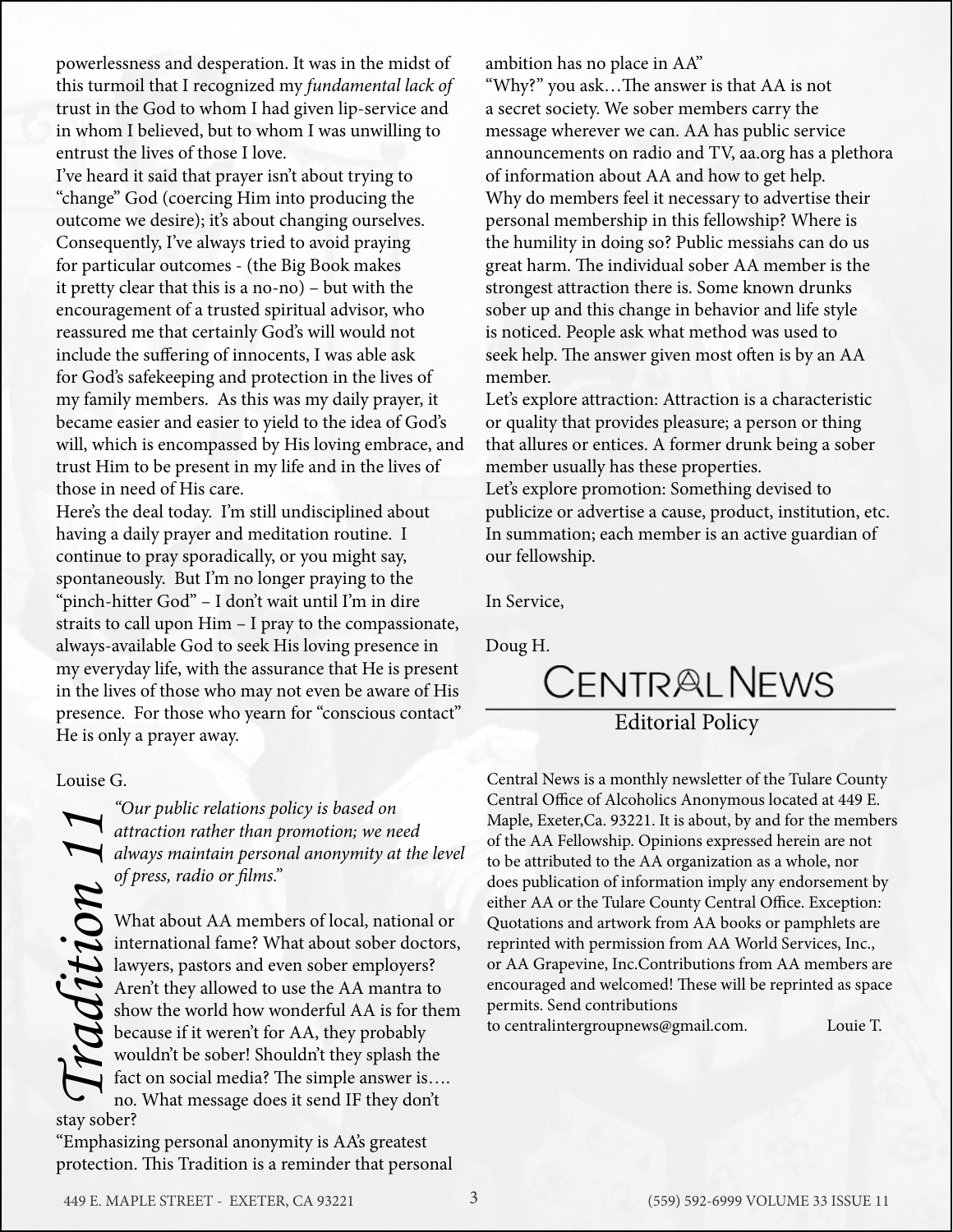powerlessness and desperation. It was in the midst of this turmoil that I recognized my *fundamental lack of* trust in the God to whom I had given lip-service and in whom I believed, but to whom I was unwilling to entrust the lives of those I love.

I've heard it said that prayer isn't about trying to "change" God (coercing Him into producing the outcome we desire); it's about changing ourselves. Consequently, I've always tried to avoid praying for particular outcomes - (the Big Book makes it pretty clear that this is a no-no) – but with the encouragement of a trusted spiritual advisor, who reassured me that certainly God's will would not include the suffering of innocents, I was able ask for God's safekeeping and protection in the lives of my family members. As this was my daily prayer, it became easier and easier to yield to the idea of God's will, which is encompassed by His loving embrace, and trust Him to be present in my life and in the lives of those in need of His care.

Here's the deal today. I'm still undisciplined about having a daily prayer and meditation routine. I continue to pray sporadically, or you might say, spontaneously. But I'm no longer praying to the "pinch-hitter God" – I don't wait until I'm in dire straits to call upon Him – I pray to the compassionate, always-available God to seek His loving presence in my everyday life, with the assurance that He is present in the lives of those who may not even be aware of His presence. For those who yearn for "conscious contact" He is only a prayer away.

Louise G.

## Tradition 11

*"Our public relations policy is based on attraction rather than promotion; we need always maintain personal anonymity at the level of press, radio or films."*

What about AA members of local, national or international fame? What about sober doctors, lawyers, pastors and even sober employers? Aren't they allowed to use the AA mantra to show the world how wonderful AA is for them because if it weren't for AA, they probably wouldn't be sober! Shouldn't they splash the fact on social media? The simple answer is…. no. What message does it send IF they don't stay sober?

"Emphasizing personal anonymity is AA's greatest protection. This Tradition is a reminder that personal ambition has no place in AA"

"Why?" you ask…The answer is that AA is not a secret society. We sober members carry the message wherever we can. AA has public service announcements on radio and TV, aa.org has a plethora of information about AA and how to get help. Why do members feel it necessary to advertise their personal membership in this fellowship? Where is the humility in doing so? Public messiahs can do us great harm. The individual sober AA member is the strongest attraction there is. Some known drunks sober up and this change in behavior and life style is noticed. People ask what method was used to seek help. The answer given most often is by an AA member.

Let's explore attraction: Attraction is a characteristic or quality that provides pleasure; a person or thing that allures or entices. A former drunk being a sober member usually has these properties.

Let's explore promotion: Something devised to publicize or advertise a cause, product, institution, etc. In summation; each member is an active guardian of our fellowship.

In Service,

Doug H.

# CENTRAL NEWS

## Editorial Policy

Central News is a monthly newsletter of the Tulare County Central Office of Alcoholics Anonymous located at 449 E. Maple, Exeter,Ca. 93221. It is about, by and for the members of the AA Fellowship. Opinions expressed herein are not to be attributed to the AA organization as a whole, nor does publication of information imply any endorsement by either AA or the Tulare County Central Office. Exception: Quotations and artwork from AA books or pamphlets are reprinted with permission from AA World Services, Inc., or AA Grapevine, Inc.Contributions from AA members are encouraged and welcomed! These will be reprinted as space permits. Send contributions to centralintergroupnews@gmail.com.

Louie T.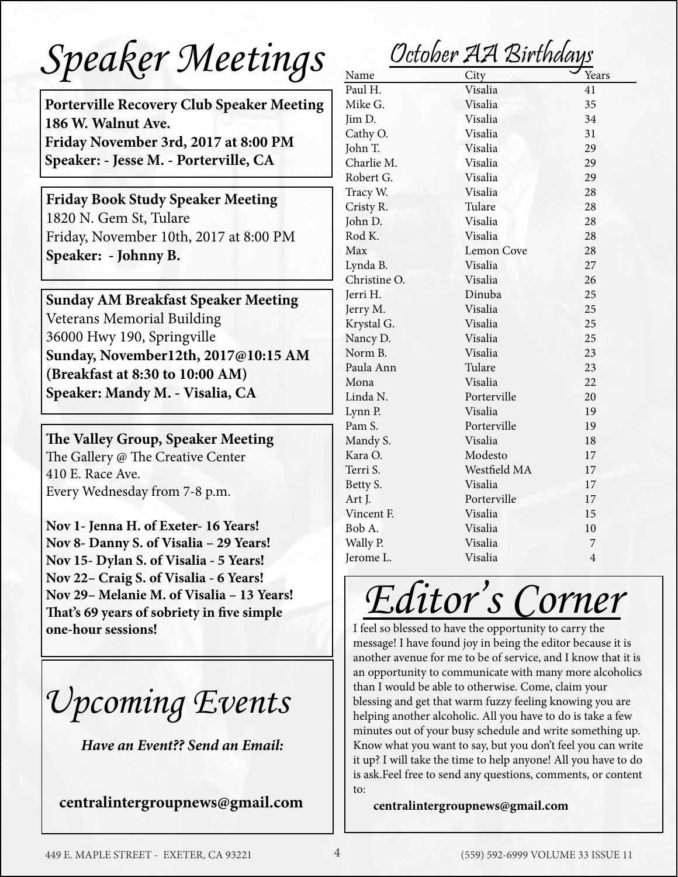# Speaker Meetings

**Porterville Recovery Club Speaker Meeting**
**186 W. Walnut Ave.**
**Friday November 3rd, 2017 at 8:00 PM**
**Speaker: - Jesse M. - Porterville, CA**

**Friday Book Study Speaker Meeting**
1820 N. Gem St, Tulare
Friday, November 10th, 2017 at 8:00 PM
**Speaker: - Johnny B.**

**Sunday AM Breakfast Speaker Meeting**
Veterans Memorial Building
36000 Hwy 190, Springville
**Sunday, November12th, 2017@10:15 AM**
**(Breakfast at 8:30 to 10:00 AM)**
**Speaker: Mandy M. - Visalia, CA**

**The Valley Group, Speaker Meeting**
The Gallery @ The Creative Center
410 E. Race Ave.
Every Wednesday from 7-8 p.m.

**Nov 1- Jenna H. of Exeter- 16 Years!**
**Nov 8- Danny S. of Visalia – 29 Years!**
**Nov 15- Dylan S. of Visalia - 5 Years!**
**Nov 22– Craig S. of Visalia - 6 Years!**
**Nov 29– Melanie M. of Visalia – 13 Years!**
**That's 69 years of sobriety in five simple one-hour sessions!**

# Upcoming Events

***Have an Event?? Send an Email:***

**centralintergroupnews@gmail.com**

# October AA Birthdays

| Name | City | Years |
|---|---|---|
| Paul H. | Visalia | 41 |
| Mike G. | Visalia | 35 |
| Jim D. | Visalia | 34 |
| Cathy O. | Visalia | 31 |
| John T. | Visalia | 29 |
| Charlie M. | Visalia | 29 |
| Robert G. | Visalia | 29 |
| Tracy W. | Visalia | 28 |
| Cristy R. | Tulare | 28 |
| John D. | Visalia | 28 |
| Rod K. | Visalia | 28 |
| Max | Lemon Cove | 28 |
| Lynda B. | Visalia | 27 |
| Christine O. | Visalia | 26 |
| Jerri H. | Dinuba | 25 |
| Jerry M. | Visalia | 25 |
| Krystal G. | Visalia | 25 |
| Nancy D. | Visalia | 25 |
| Norm B. | Visalia | 23 |
| Paula Ann | Tulare | 23 |
| Mona | Visalia | 22 |
| Linda N. | Porterville | 20 |
| Lynn P. | Visalia | 19 |
| Pam S. | Porterville | 19 |
| Mandy S. | Visalia | 18 |
| Kara O. | Modesto | 17 |
| Terri S. | Westfield MA | 17 |
| Betty S. | Visalia | 17 |
| Art J. | Porterville | 17 |
| Vincent F. | Visalia | 15 |
| Bob A. | Visalia | 10 |
| Wally P. | Visalia | 7 |
| Jerome L. | Visalia | 4 |

# Editor's Corner

I feel so blessed to have the opportunity to carry the message! I have found joy in being the editor because it is another avenue for me to be of service, and I know that it is an opportunity to communicate with many more alcoholics than I would be able to otherwise. Come, claim your blessing and get that warm fuzzy feeling knowing you are helping another alcoholic. All you have to do is take a few minutes out of your busy schedule and write something up. Know what you want to say, but you don't feel you can write it up? I will take the time to help anyone! All you have to do is ask.Feel free to send any questions, comments, or content to:

**centralintergroupnews@gmail.com**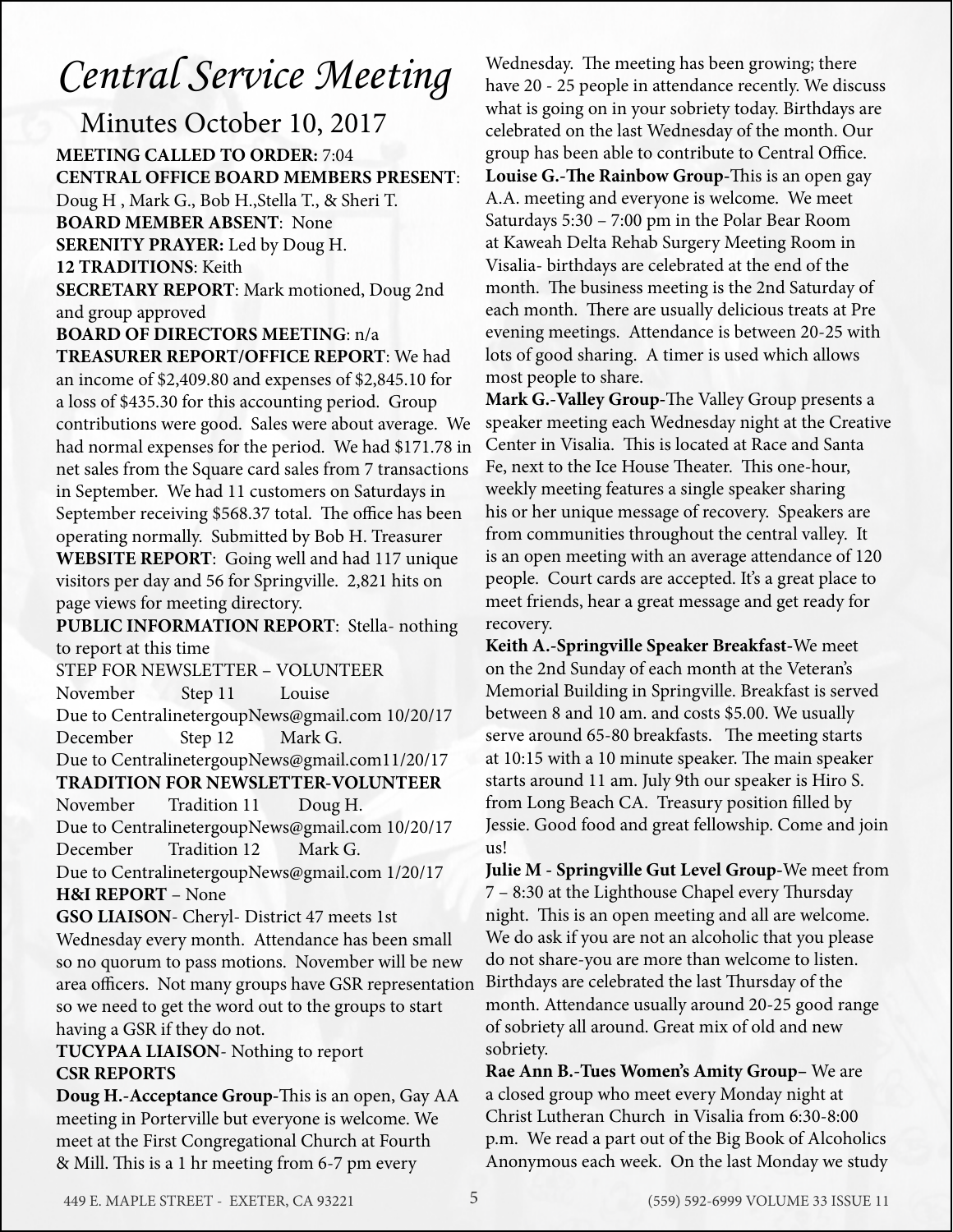# Central Service Meeting

## Minutes October 10, 2017

**MEETING CALLED TO ORDER:** 7:04

**CENTRAL OFFICE BOARD MEMBERS PRESENT**: Doug H , Mark G., Bob H.,Stella T., & Sheri T.

**BOARD MEMBER ABSENT**: None

**SERENITY PRAYER:** Led by Doug H.

**12 TRADITIONS**: Keith

**SECRETARY REPORT**: Mark motioned, Doug 2nd and group approved

**BOARD OF DIRECTORS MEETING**: n/a

**TREASURER REPORT/OFFICE REPORT**: We had an income of $2,409.80 and expenses of $2,845.10 for a loss of $435.30 for this accounting period. Group contributions were good. Sales were about average. We had normal expenses for the period. We had $171.78 in net sales from the Square card sales from 7 transactions in September. We had 11 customers on Saturdays in September receiving $568.37 total. The office has been operating normally. Submitted by Bob H. Treasurer

**WEBSITE REPORT**: Going well and had 117 unique visitors per day and 56 for Springville. 2,821 hits on page views for meeting directory.

**PUBLIC INFORMATION REPORT**: Stella- nothing to report at this time

STEP FOR NEWSLETTER – VOLUNTEER

November Step 11 Louise

Due to CentralinetergoupNews@gmail.com 10/20/17

December Step 12 Mark G.

Due to CentralinetergoupNews@gmail.com11/20/17

**TRADITION FOR NEWSLETTER-VOLUNTEER**

November Tradition 11 Doug H.

Due to CentralinetergoupNews@gmail.com 10/20/17

December Tradition 12 Mark G.

Due to CentralinetergoupNews@gmail.com 1/20/17

**H&I REPORT** – None

**GSO LIAISON**- Cheryl- District 47 meets 1st Wednesday every month. Attendance has been small so no quorum to pass motions. November will be new area officers. Not many groups have GSR representation so we need to get the word out to the groups to start having a GSR if they do not.

**TUCYPAA LIAISON**- Nothing to report

**CSR REPORTS**

**Doug H.-Acceptance Group**-This is an open, Gay AA meeting in Porterville but everyone is welcome. We meet at the First Congregational Church at Fourth & Mill. This is a 1 hr meeting from 6-7 pm every Wednesday. The meeting has been growing; there have 20 - 25 people in attendance recently. We discuss what is going on in your sobriety today. Birthdays are celebrated on the last Wednesday of the month. Our group has been able to contribute to Central Office.

**Louise G.-The Rainbow Group**-This is an open gay A.A. meeting and everyone is welcome. We meet Saturdays 5:30 – 7:00 pm in the Polar Bear Room at Kaweah Delta Rehab Surgery Meeting Room in Visalia- birthdays are celebrated at the end of the month. The business meeting is the 2nd Saturday of each month. There are usually delicious treats at Pre evening meetings. Attendance is between 20-25 with lots of good sharing. A timer is used which allows most people to share.

**Mark G.-Valley Group**-The Valley Group presents a speaker meeting each Wednesday night at the Creative Center in Visalia. This is located at Race and Santa Fe, next to the Ice House Theater. This one-hour, weekly meeting features a single speaker sharing his or her unique message of recovery. Speakers are from communities throughout the central valley. It is an open meeting with an average attendance of 120 people. Court cards are accepted. It's a great place to meet friends, hear a great message and get ready for recovery.

**Keith A.-Springville Speaker Breakfast**-We meet on the 2nd Sunday of each month at the Veteran's Memorial Building in Springville. Breakfast is served between 8 and 10 am. and costs $5.00. We usually serve around 65-80 breakfasts. The meeting starts at 10:15 with a 10 minute speaker. The main speaker starts around 11 am. July 9th our speaker is Hiro S. from Long Beach CA. Treasury position filled by Jessie. Good food and great fellowship. Come and join us!

**Julie M - Springville Gut Level Group**-We meet from 7 – 8:30 at the Lighthouse Chapel every Thursday night. This is an open meeting and all are welcome. We do ask if you are not an alcoholic that you please do not share-you are more than welcome to listen. Birthdays are celebrated the last Thursday of the month. Attendance usually around 20-25 good range of sobriety all around. Great mix of old and new sobriety.

**Rae Ann B.-Tues Women's Amity Group**– We are a closed group who meet every Monday night at Christ Lutheran Church in Visalia from 6:30-8:00 p.m. We read a part out of the Big Book of Alcoholics Anonymous each week. On the last Monday we study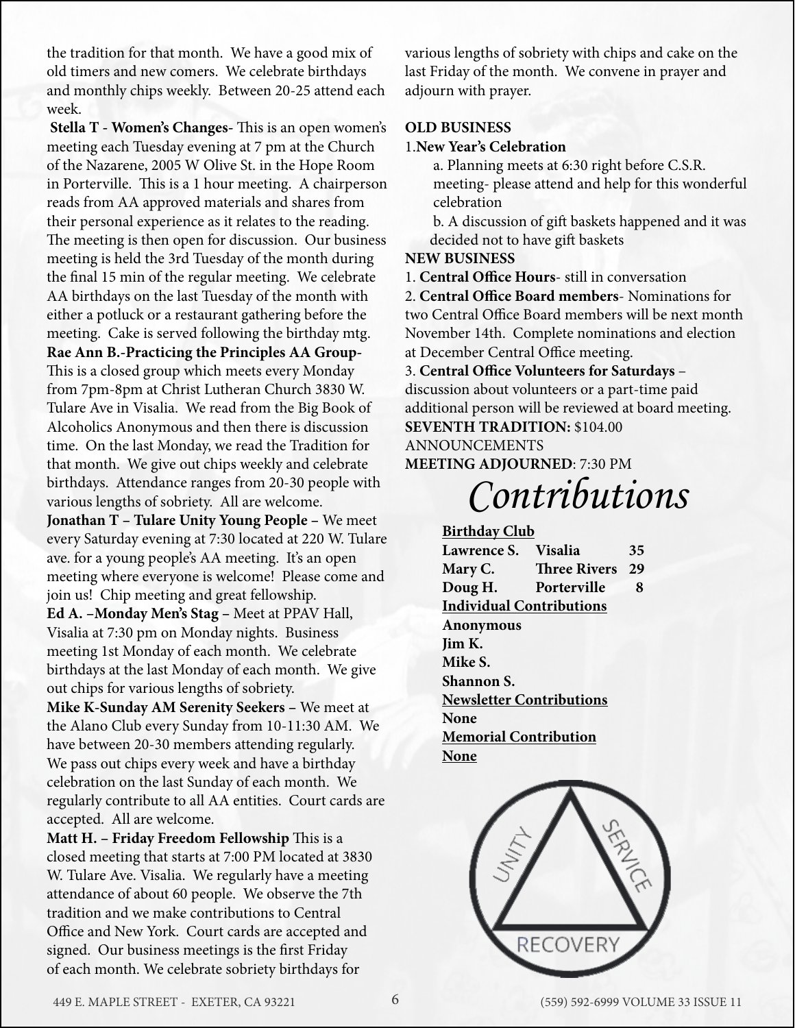the tradition for that month. We have a good mix of old timers and new comers. We celebrate birthdays and monthly chips weekly. Between 20-25 attend each week.

**Stella T - Women's Changes-** This is an open women's meeting each Tuesday evening at 7 pm at the Church of the Nazarene, 2005 W Olive St. in the Hope Room in Porterville. This is a 1 hour meeting. A chairperson reads from AA approved materials and shares from their personal experience as it relates to the reading. The meeting is then open for discussion. Our business meeting is held the 3rd Tuesday of the month during the final 15 min of the regular meeting. We celebrate AA birthdays on the last Tuesday of the month with either a potluck or a restaurant gathering before the meeting. Cake is served following the birthday mtg.

**Rae Ann B.-Practicing the Principles AA Group-** This is a closed group which meets every Monday from 7pm-8pm at Christ Lutheran Church 3830 W. Tulare Ave in Visalia. We read from the Big Book of Alcoholics Anonymous and then there is discussion time. On the last Monday, we read the Tradition for that month. We give out chips weekly and celebrate birthdays. Attendance ranges from 20-30 people with various lengths of sobriety. All are welcome.

**Jonathan T – Tulare Unity Young People –** We meet every Saturday evening at 7:30 located at 220 W. Tulare ave. for a young people's AA meeting. It's an open meeting where everyone is welcome! Please come and join us! Chip meeting and great fellowship.

**Ed A. –Monday Men's Stag –** Meet at PPAV Hall, Visalia at 7:30 pm on Monday nights. Business meeting 1st Monday of each month. We celebrate birthdays at the last Monday of each month. We give out chips for various lengths of sobriety.

**Mike K-Sunday AM Serenity Seekers –** We meet at the Alano Club every Sunday from 10-11:30 AM. We have between 20-30 members attending regularly. We pass out chips every week and have a birthday celebration on the last Sunday of each month. We regularly contribute to all AA entities. Court cards are accepted. All are welcome.

**Matt H. – Friday Freedom Fellowship** This is a closed meeting that starts at 7:00 PM located at 3830 W. Tulare Ave. Visalia. We regularly have a meeting attendance of about 60 people. We observe the 7th tradition and we make contributions to Central Office and New York. Court cards are accepted and signed. Our business meetings is the first Friday of each month. We celebrate sobriety birthdays for various lengths of sobriety with chips and cake on the last Friday of the month. We convene in prayer and adjourn with prayer.

**OLD BUSINESS**

1.**New Year's Celebration**

a. Planning meets at 6:30 right before C.S.R. meeting- please attend and help for this wonderful celebration

b. A discussion of gift baskets happened and it was decided not to have gift baskets

**NEW BUSINESS**

1. **Central Office Hours**- still in conversation
2. **Central Office Board members**- Nominations for two Central Office Board members will be next month November 14th. Complete nominations and election at December Central Office meeting.
3. **Central Office Volunteers for Saturdays** – discussion about volunteers or a part-time paid additional person will be reviewed at board meeting.

**SEVENTH TRADITION:** $104.00

ANNOUNCEMENTS

**MEETING ADJOURNED**: 7:30 PM

# *Contributions*

**Birthday Club**

| | | |
|---|---|---|
| **Lawrence S.** | **Visalia** | **35** |
| **Mary C.** | **Three Rivers** | **29** |
| **Doug H.** | **Porterville** | **8** |

**Individual Contributions**

**Anonymous**
**Jim K.**
**Mike S.**
**Shannon S.**

**Newsletter Contributions**

**None**

**Memorial Contribution**

**None**

UNITY SERVICE RECOVERY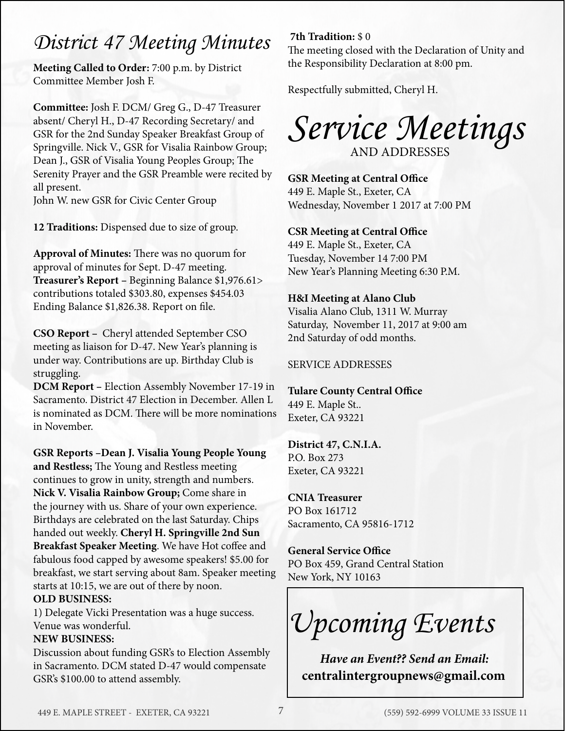# District 47 Meeting Minutes

**Meeting Called to Order:** 7:00 p.m. by District Committee Member Josh F.

**Committee:** Josh F. DCM/ Greg G., D-47 Treasurer absent/ Cheryl H., D-47 Recording Secretary/ and GSR for the 2nd Sunday Speaker Breakfast Group of Springville. Nick V., GSR for Visalia Rainbow Group; Dean J., GSR of Visalia Young Peoples Group; The Serenity Prayer and the GSR Preamble were recited by all present.
John W. new GSR for Civic Center Group

**12 Traditions:** Dispensed due to size of group.

**Approval of Minutes:** There was no quorum for approval of minutes for Sept. D-47 meeting.
**Treasurer's Report –** Beginning Balance $1,976.61> contributions totaled $303.80, expenses $454.03 Ending Balance $1,826.38. Report on file.

**CSO Report –** Cheryl attended September CSO meeting as liaison for D-47. New Year's planning is under way. Contributions are up. Birthday Club is struggling.
**DCM Report –** Election Assembly November 17-19 in Sacramento. District 47 Election in December. Allen L is nominated as DCM. There will be more nominations in November.

**GSR Reports –Dean J. Visalia Young People Young and Restless;** The Young and Restless meeting continues to grow in unity, strength and numbers. **Nick V. Visalia Rainbow Group;** Come share in the journey with us. Share of your own experience. Birthdays are celebrated on the last Saturday. Chips handed out weekly. **Cheryl H. Springville 2nd Sun Breakfast Speaker Meeting**. We have Hot coffee and fabulous food capped by awesome speakers! $5.00 for breakfast, we start serving about 8am. Speaker meeting starts at 10:15, we are out of there by noon.

**OLD BUSINESS:**
1) Delegate Vicki Presentation was a huge success. Venue was wonderful.

**NEW BUSINESS:**
Discussion about funding GSR's to Election Assembly in Sacramento. DCM stated D-47 would compensate GSR's $100.00 to attend assembly.

**7th Tradition:** $ 0
The meeting closed with the Declaration of Unity and the Responsibility Declaration at 8:00 pm.

Respectfully submitted, Cheryl H.

# Service Meetings
AND ADDRESSES

**GSR Meeting at Central Office**
449 E. Maple St., Exeter, CA
Wednesday, November 1 2017 at 7:00 PM

**CSR Meeting at Central Office**
449 E. Maple St., Exeter, CA
Tuesday, November 14 7:00 PM
New Year's Planning Meeting 6:30 P.M.

**H&I Meeting at Alano Club**
Visalia Alano Club, 1311 W. Murray
Saturday, November 11, 2017 at 9:00 am
2nd Saturday of odd months.

SERVICE ADDRESSES

**Tulare County Central Office**
449 E. Maple St..
Exeter, CA 93221

**District 47, C.N.I.A.**
P.O. Box 273
Exeter, CA 93221

**CNIA Treasurer**
PO Box 161712
Sacramento, CA 95816-1712

**General Service Office**
PO Box 459, Grand Central Station
New York, NY 10163

# Upcoming Events

***Have an Event?? Send an Email:***
**centralintergroupnews@gmail.com**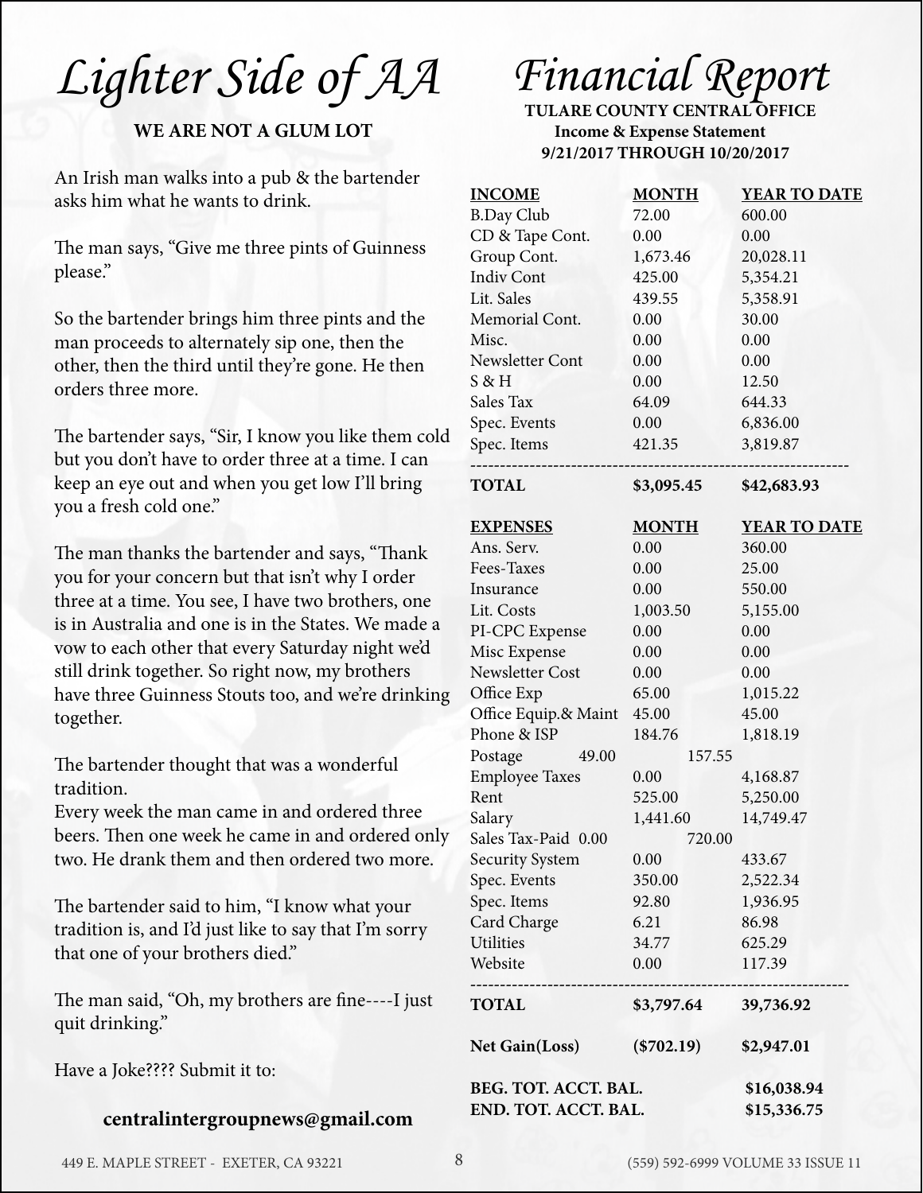# Lighter Side of AA

**WE ARE NOT A GLUM LOT**

An Irish man walks into a pub & the bartender asks him what he wants to drink.

The man says, "Give me three pints of Guinness please."

So the bartender brings him three pints and the man proceeds to alternately sip one, then the other, then the third until they're gone. He then orders three more.

The bartender says, "Sir, I know you like them cold but you don't have to order three at a time. I can keep an eye out and when you get low I'll bring you a fresh cold one."

The man thanks the bartender and says, "Thank you for your concern but that isn't why I order three at a time. You see, I have two brothers, one is in Australia and one is in the States. We made a vow to each other that every Saturday night we'd still drink together. So right now, my brothers have three Guinness Stouts too, and we're drinking together.

The bartender thought that was a wonderful tradition.
Every week the man came in and ordered three beers. Then one week he came in and ordered only two. He drank them and then ordered two more.

The bartender said to him, "I know what your tradition is, and I'd just like to say that I'm sorry that one of your brothers died."

The man said, "Oh, my brothers are fine----I just quit drinking."

Have a Joke???? Submit it to:

**centralintergroupnews@gmail.com**

# Financial Report

**TULARE COUNTY CENTRAL OFFICE**
**Income & Expense Statement**
**9/21/2017 THROUGH 10/20/2017**

| INCOME | MONTH | YEAR TO DATE |
|---|---|---|
| B.Day Club | 72.00 | 600.00 |
| CD & Tape Cont. | 0.00 | 0.00 |
| Group Cont. | 1,673.46 | 20,028.11 |
| Indiv Cont | 425.00 | 5,354.21 |
| Lit. Sales | 439.55 | 5,358.91 |
| Memorial Cont. | 0.00 | 30.00 |
| Misc. | 0.00 | 0.00 |
| Newsletter Cont | 0.00 | 0.00 |
| S & H | 0.00 | 12.50 |
| Sales Tax | 64.09 | 644.33 |
| Spec. Events | 0.00 | 6,836.00 |
| Spec. Items | 421.35 | 3,819.87 |
| **TOTAL** | **$3,095.45** | **$42,683.93** |

| EXPENSES | MONTH | YEAR TO DATE |
|---|---|---|
| Ans. Serv. | 0.00 | 360.00 |
| Fees-Taxes | 0.00 | 25.00 |
| Insurance | 0.00 | 550.00 |
| Lit. Costs | 1,003.50 | 5,155.00 |
| PI-CPC Expense | 0.00 | 0.00 |
| Misc Expense | 0.00 | 0.00 |
| Newsletter Cost | 0.00 | 0.00 |
| Office Exp | 65.00 | 1,015.22 |
| Office Equip.& Maint | 45.00 | 45.00 |
| Phone & ISP | 184.76 | 1,818.19 |
| Postage | 49.00 | 157.55 |
| Employee Taxes | 0.00 | 4,168.87 |
| Rent | 525.00 | 5,250.00 |
| Salary | 1,441.60 | 14,749.47 |
| Sales Tax-Paid | 0.00 | 720.00 |
| Security System | 0.00 | 433.67 |
| Spec. Events | 350.00 | 2,522.34 |
| Spec. Items | 92.80 | 1,936.95 |
| Card Charge | 6.21 | 86.98 |
| Utilities | 34.77 | 625.29 |
| Website | 0.00 | 117.39 |
| **TOTAL** | **$3,797.64** | **39,736.92** |
| **Net Gain(Loss)** | **($702.19)** | **$2,947.01** |
| **BEG. TOT. ACCT. BAL.** | | **$16,038.94** |
| **END. TOT. ACCT. BAL.** | | **$15,336.75** |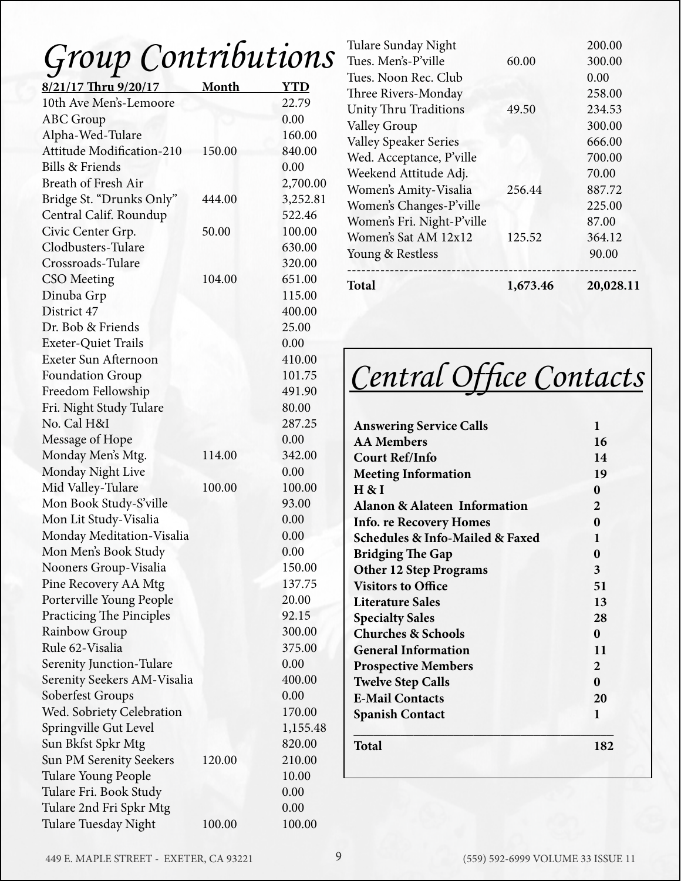# Group Contributions

| 8/21/17 Thru 9/20/17 | Month | YTD |
|---|---|---|
| 10th Ave Men's-Lemoore | | 22.79 |
| ABC Group | | 0.00 |
| Alpha-Wed-Tulare | | 160.00 |
| Attitude Modification-210 | 150.00 | 840.00 |
| Bills & Friends | | 0.00 |
| Breath of Fresh Air | | 2,700.00 |
| Bridge St. "Drunks Only" | 444.00 | 3,252.81 |
| Central Calif. Roundup | | 522.46 |
| Civic Center Grp. | 50.00 | 100.00 |
| Clodbusters-Tulare | | 630.00 |
| Crossroads-Tulare | | 320.00 |
| CSO Meeting | 104.00 | 651.00 |
| Dinuba Grp | | 115.00 |
| District 47 | | 400.00 |
| Dr. Bob & Friends | | 25.00 |
| Exeter-Quiet Trails | | 0.00 |
| Exeter Sun Afternoon | | 410.00 |
| Foundation Group | | 101.75 |
| Freedom Fellowship | | 491.90 |
| Fri. Night Study Tulare | | 80.00 |
| No. Cal H&I | | 287.25 |
| Message of Hope | | 0.00 |
| Monday Men's Mtg. | 114.00 | 342.00 |
| Monday Night Live | | 0.00 |
| Mid Valley-Tulare | 100.00 | 100.00 |
| Mon Book Study-S'ville | | 93.00 |
| Mon Lit Study-Visalia | | 0.00 |
| Monday Meditation-Visalia | | 0.00 |
| Mon Men's Book Study | | 0.00 |
| Nooners Group-Visalia | | 150.00 |
| Pine Recovery AA Mtg | | 137.75 |
| Porterville Young People | | 20.00 |
| Practicing The Pinciples | | 92.15 |
| Rainbow Group | | 300.00 |
| Rule 62-Visalia | | 375.00 |
| Serenity Junction-Tulare | | 0.00 |
| Serenity Seekers AM-Visalia | | 400.00 |
| Soberfest Groups | | 0.00 |
| Wed. Sobriety Celebration | | 170.00 |
| Springville Gut Level | | 1,155.48 |
| Sun Bkfst Spkr Mtg | | 820.00 |
| Sun PM Serenity Seekers | 120.00 | 210.00 |
| Tulare Young People | | 10.00 |
| Tulare Fri. Book Study | | 0.00 |
| Tulare 2nd Fri Spkr Mtg | | 0.00 |
| Tulare Tuesday Night | 100.00 | 100.00 |
| Tulare Sunday Night | | 200.00 |
| Tues. Men's-P'ville | 60.00 | 300.00 |
| Tues. Noon Rec. Club | | 0.00 |
| Three Rivers-Monday | | 258.00 |
| Unity Thru Traditions | 49.50 | 234.53 |
| Valley Group | | 300.00 |
| Valley Speaker Series | | 666.00 |
| Wed. Acceptance, P'ville | | 700.00 |
| Weekend Attitude Adj. | | 70.00 |
| Women's Amity-Visalia | 256.44 | 887.72 |
| Women's Changes-P'ville | | 225.00 |
| Women's Fri. Night-P'ville | | 87.00 |
| Women's Sat AM 12x12 | 125.52 | 364.12 |
| Young & Restless | | 90.00 |
| **Total** | **1,673.46** | **20,028.11** |

# Central Office Contacts

| | |
|---|---|
| **Answering Service Calls** | **1** |
| **AA Members** | **16** |
| **Court Ref/Info** | **14** |
| **Meeting Information** | **19** |
| **H & I** | **0** |
| **Alanon & Alateen Information** | **2** |
| **Info. re Recovery Homes** | **0** |
| **Schedules & Info-Mailed & Faxed** | **1** |
| **Bridging The Gap** | **0** |
| **Other 12 Step Programs** | **3** |
| **Visitors to Office** | **51** |
| **Literature Sales** | **13** |
| **Specialty Sales** | **28** |
| **Churches & Schools** | **0** |
| **General Information** | **11** |
| **Prospective Members** | **2** |
| **Twelve Step Calls** | **0** |
| **E-Mail Contacts** | **20** |
| **Spanish Contact** | **1** |
| **Total** | **182** |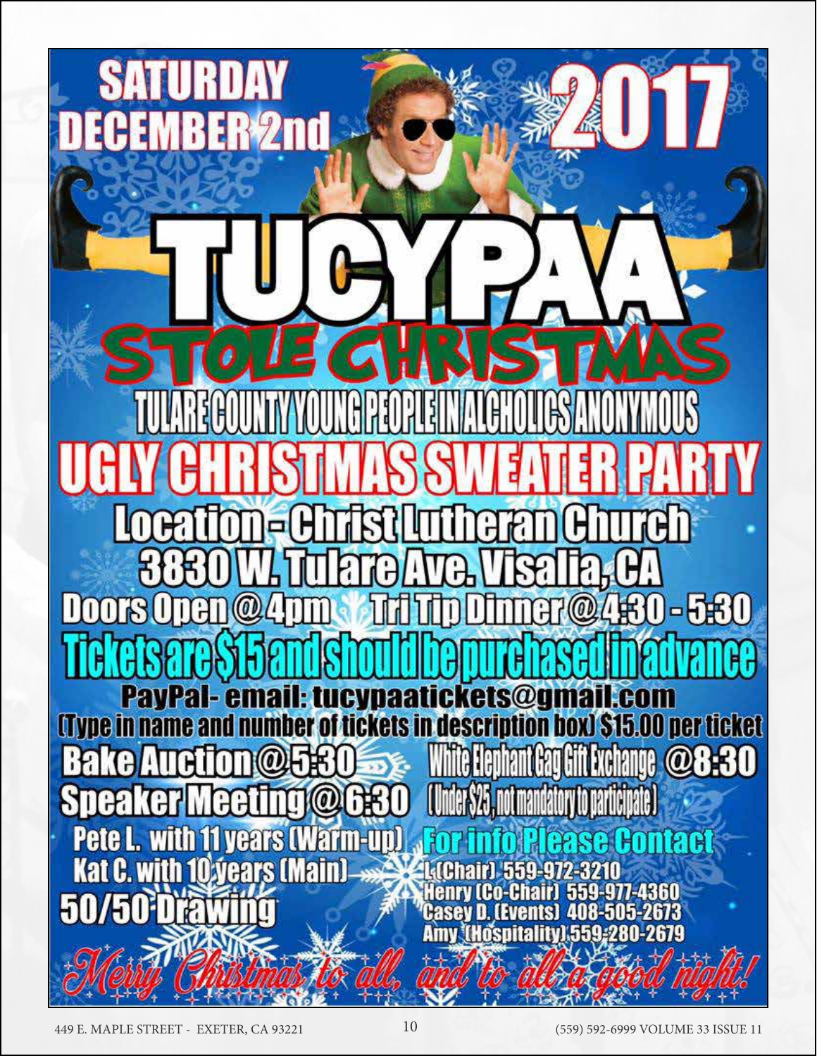# SATURDAY DECEMBER 2nd 2017

# TUCYPAA

## STOLE CHRISTMAS

TULARE COUNTY YOUNG PEOPLE IN ALCHOLICS ANONYMOUS

## UGLY CHRISTMAS SWEATER PARTY

**Location - Christ Lutheran Church**

**3830 W. Tulare Ave. Visalia, CA**

**Doors Open @ 4pm** **Tri Tip Dinner @ 4:30 - 5:30**

**Tickets are $15 and should be purchased in advance**

**PayPal- email: tucypaatickets@gmail.com**

**(Type in name and number of tickets in description box) $15.00 per ticket**

**Bake Auction @ 5:30**

**Speaker Meeting @ 6:30**

Pete L. with 11 years (Warm-up)
Kat C. with 10 years (Main)

**50/50 Drawing**

**White Elephant Gag Gift Exchange @8:30**
(Under $25, not mandatory to participate)

**For info Please Contact**

L (Chair) 559-972-3210
Henry (Co-Chair) 559-977-4360
Casey D. (Events) 408-505-2673
Amy (Hospitality) 559-280-2679

*Merry Christmas to all, and to all a good night!*

449 E. MAPLE STREET - EXETER, CA 93221 (559) 592-6999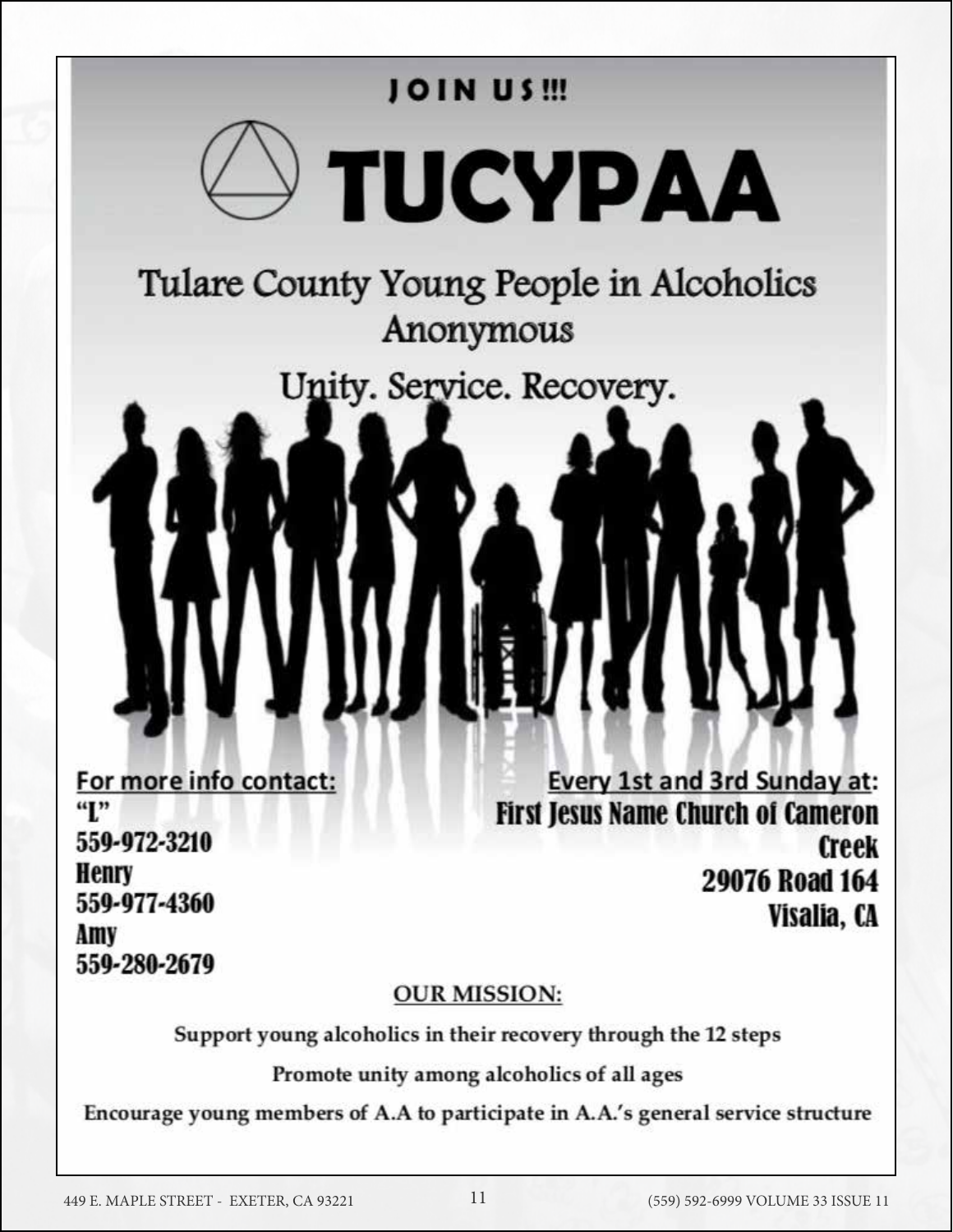**JOIN US!!!**

# TUCYPAA

## Tulare County Young People in Alcoholics Anonymous

Unity. Service. Recovery.

**For more info contact:**

"L"
559-972-3210
Henry
559-977-4360
Amy
559-280-2679

**Every 1st and 3rd Sunday at:**

First Jesus Name Church of Cameron Creek
29076 Road 164
Visalia, CA

**OUR MISSION:**

Support young alcoholics in their recovery through the 12 steps

Promote unity among alcoholics of all ages

Encourage young members of A.A to participate in A.A.'s general service structure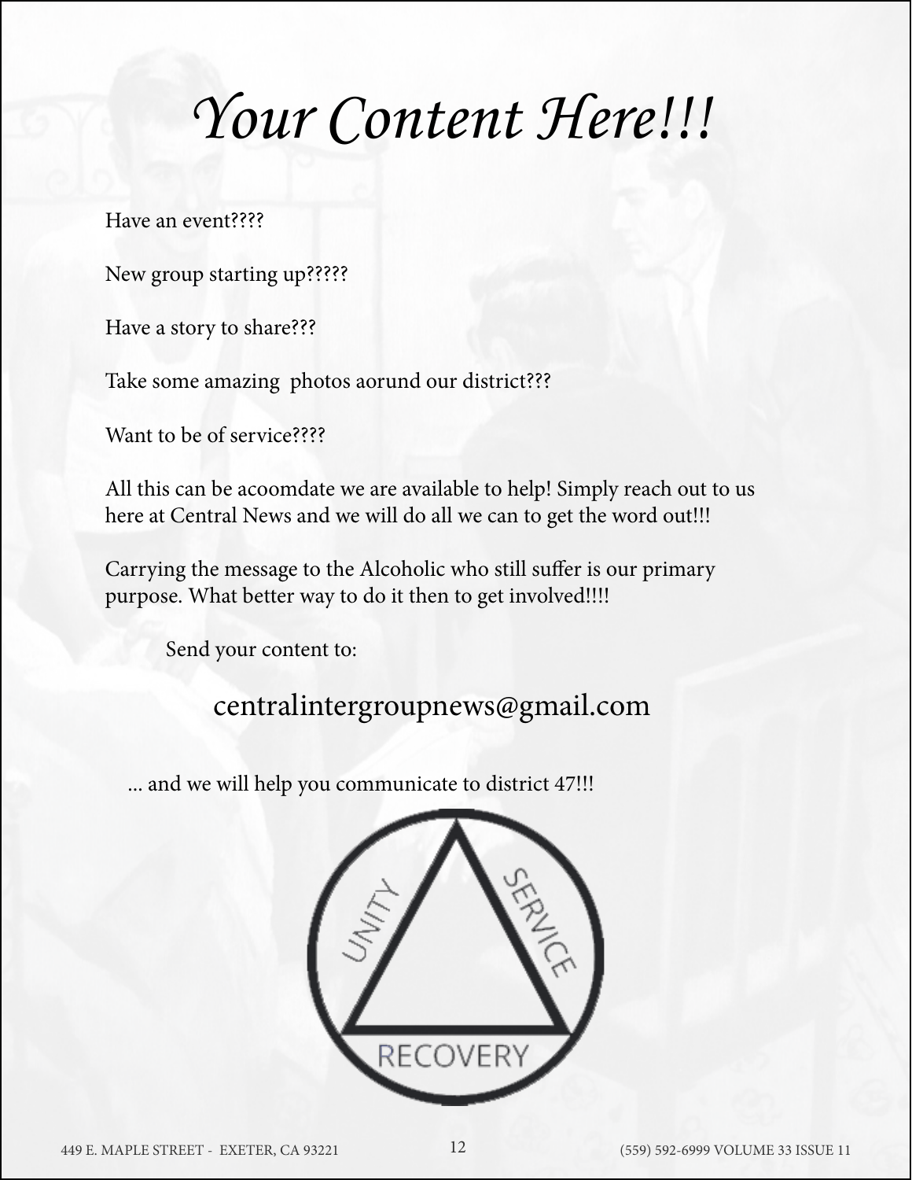# Your Content Here!!!

Have an event????

New group starting up?????

Have a story to share???

Take some amazing  photos aorund our district???

Want to be of service????

All this can be acoomdate we are available to help! Simply reach out to us here at Central News and we will do all we can to get the word out!!!

Carrying the message to the Alcoholic who still suffer is our primary purpose. What better way to do it then to get involved!!!!

Send your content to:

centralintergroupnews@gmail.com

... and we will help you communicate to district 47!!!

UNITY SERVICE RECOVERY